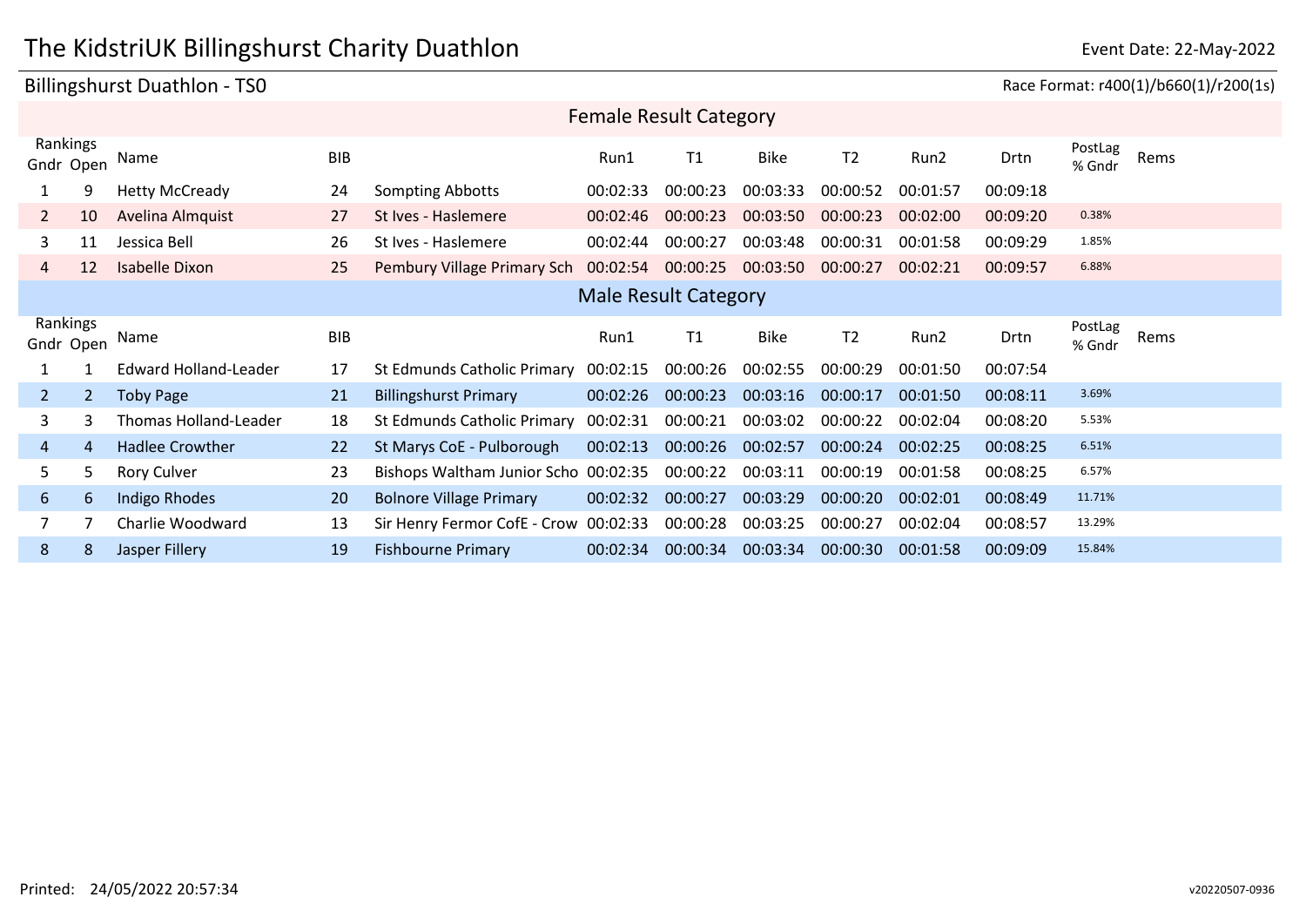# The KidstriUK Billingshurst Charity Duathlon

Event Date: 22-May-2022

## Billingshurst Duathlon - TS0

Race Format: r400(1)/b660(1)/r200(1s)

### Female Result Category

| Rankings Gndr | Rankings Open | Name | BIB | | Run1 | T1 | Bike | T2 | Run2 | Drtn | PostLag % Gndr | Rems |
|---|---|---|---|---|---|---|---|---|---|---|---|---|
| 1 | 9 | Hetty McCready | 24 | Sompting Abbotts | 00:02:33 | 00:00:23 | 00:03:33 | 00:00:52 | 00:01:57 | 00:09:18 | | |
| 2 | 10 | Avelina Almquist | 27 | St Ives - Haslemere | 00:02:46 | 00:00:23 | 00:03:50 | 00:00:23 | 00:02:00 | 00:09:20 | 0.38% | |
| 3 | 11 | Jessica Bell | 26 | St Ives - Haslemere | 00:02:44 | 00:00:27 | 00:03:48 | 00:00:31 | 00:01:58 | 00:09:29 | 1.85% | |
| 4 | 12 | Isabelle Dixon | 25 | Pembury Village Primary Sch | 00:02:54 | 00:00:25 | 00:03:50 | 00:00:27 | 00:02:21 | 00:09:57 | 6.88% | |

### Male Result Category

| Rankings Gndr | Rankings Open | Name | BIB | | Run1 | T1 | Bike | T2 | Run2 | Drtn | PostLag % Gndr | Rems |
|---|---|---|---|---|---|---|---|---|---|---|---|---|
| 1 | 1 | Edward Holland-Leader | 17 | St Edmunds Catholic Primary | 00:02:15 | 00:00:26 | 00:02:55 | 00:00:29 | 00:01:50 | 00:07:54 | | |
| 2 | 2 | Toby Page | 21 | Billingshurst Primary | 00:02:26 | 00:00:23 | 00:03:16 | 00:00:17 | 00:01:50 | 00:08:11 | 3.69% | |
| 3 | 3 | Thomas Holland-Leader | 18 | St Edmunds Catholic Primary | 00:02:31 | 00:00:21 | 00:03:02 | 00:00:22 | 00:02:04 | 00:08:20 | 5.53% | |
| 4 | 4 | Hadlee Crowther | 22 | St Marys CoE - Pulborough | 00:02:13 | 00:00:26 | 00:02:57 | 00:00:24 | 00:02:25 | 00:08:25 | 6.51% | |
| 5 | 5 | Rory Culver | 23 | Bishops Waltham Junior Scho | 00:02:35 | 00:00:22 | 00:03:11 | 00:00:19 | 00:01:58 | 00:08:25 | 6.57% | |
| 6 | 6 | Indigo Rhodes | 20 | Bolnore Village Primary | 00:02:32 | 00:00:27 | 00:03:29 | 00:00:20 | 00:02:01 | 00:08:49 | 11.71% | |
| 7 | 7 | Charlie Woodward | 13 | Sir Henry Fermor CofE - Crow | 00:02:33 | 00:00:28 | 00:03:25 | 00:00:27 | 00:02:04 | 00:08:57 | 13.29% | |
| 8 | 8 | Jasper Fillery | 19 | Fishbourne Primary | 00:02:34 | 00:00:34 | 00:03:34 | 00:00:30 | 00:01:58 | 00:09:09 | 15.84% | |

Printed: 24/05/2022 20:57:34

v20220507-0936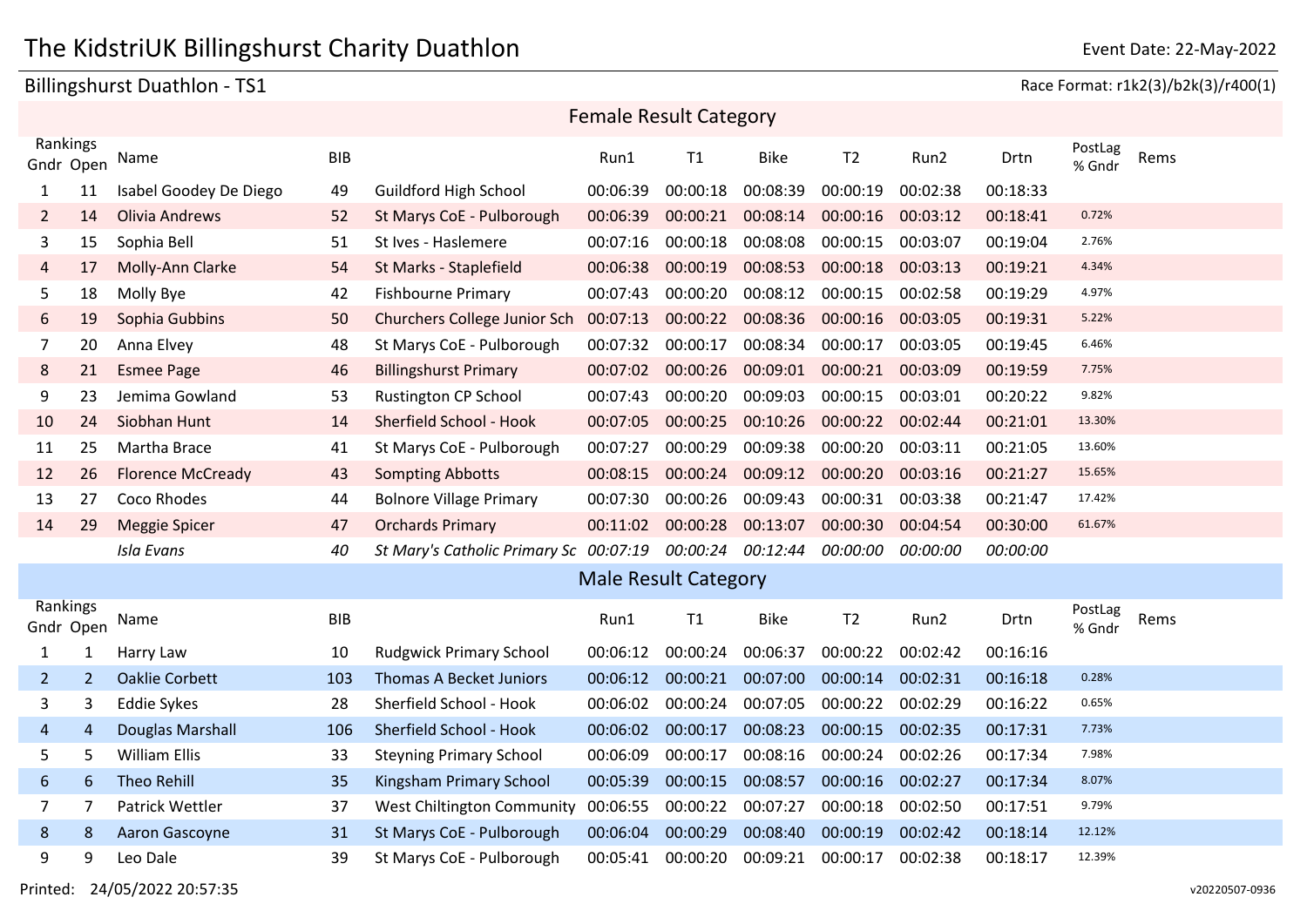# The KidstriUK Billingshurst Charity Duathlon

Event Date: 22-May-2022

## Billingshurst Duathlon - TS1

Race Format: r1k2(3)/b2k(3)/r400(1)

### Female Result Category

| Rankings Gndr | Rankings Open | Name | BIB | | Run1 | T1 | Bike | T2 | Run2 | Drtn | PostLag % Gndr | Rems |
|---|---|---|---|---|---|---|---|---|---|---|---|---|
| 1 | 11 | Isabel Goodey De Diego | 49 | Guildford High School | 00:06:39 | 00:00:18 | 00:08:39 | 00:00:19 | 00:02:38 | 00:18:33 | | |
| 2 | 14 | Olivia Andrews | 52 | St Marys CoE - Pulborough | 00:06:39 | 00:00:21 | 00:08:14 | 00:00:16 | 00:03:12 | 00:18:41 | 0.72% | |
| 3 | 15 | Sophia Bell | 51 | St Ives - Haslemere | 00:07:16 | 00:00:18 | 00:08:08 | 00:00:15 | 00:03:07 | 00:19:04 | 2.76% | |
| 4 | 17 | Molly-Ann Clarke | 54 | St Marks - Staplefield | 00:06:38 | 00:00:19 | 00:08:53 | 00:00:18 | 00:03:13 | 00:19:21 | 4.34% | |
| 5 | 18 | Molly Bye | 42 | Fishbourne Primary | 00:07:43 | 00:00:20 | 00:08:12 | 00:00:15 | 00:02:58 | 00:19:29 | 4.97% | |
| 6 | 19 | Sophia Gubbins | 50 | Churchers College Junior Sch | 00:07:13 | 00:00:22 | 00:08:36 | 00:00:16 | 00:03:05 | 00:19:31 | 5.22% | |
| 7 | 20 | Anna Elvey | 48 | St Marys CoE - Pulborough | 00:07:32 | 00:00:17 | 00:08:34 | 00:00:17 | 00:03:05 | 00:19:45 | 6.46% | |
| 8 | 21 | Esmee Page | 46 | Billingshurst Primary | 00:07:02 | 00:00:26 | 00:09:01 | 00:00:21 | 00:03:09 | 00:19:59 | 7.75% | |
| 9 | 23 | Jemima Gowland | 53 | Rustington CP School | 00:07:43 | 00:00:20 | 00:09:03 | 00:00:15 | 00:03:01 | 00:20:22 | 9.82% | |
| 10 | 24 | Siobhan Hunt | 14 | Sherfield School - Hook | 00:07:05 | 00:00:25 | 00:10:26 | 00:00:22 | 00:02:44 | 00:21:01 | 13.30% | |
| 11 | 25 | Martha Brace | 41 | St Marys CoE - Pulborough | 00:07:27 | 00:00:29 | 00:09:38 | 00:00:20 | 00:03:11 | 00:21:05 | 13.60% | |
| 12 | 26 | Florence McCready | 43 | Sompting Abbotts | 00:08:15 | 00:00:24 | 00:09:12 | 00:00:20 | 00:03:16 | 00:21:27 | 15.65% | |
| 13 | 27 | Coco Rhodes | 44 | Bolnore Village Primary | 00:07:30 | 00:00:26 | 00:09:43 | 00:00:31 | 00:03:38 | 00:21:47 | 17.42% | |
| 14 | 29 | Meggie Spicer | 47 | Orchards Primary | 00:11:02 | 00:00:28 | 00:13:07 | 00:00:30 | 00:04:54 | 00:30:00 | 61.67% | |
| | | *Isla Evans* | *40* | *St Mary's Catholic Primary Sc* | *00:07:19* | *00:00:24* | *00:12:44* | *00:00:00* | *00:00:00* | *00:00:00* | | |

### Male Result Category

| Rankings Gndr | Rankings Open | Name | BIB | | Run1 | T1 | Bike | T2 | Run2 | Drtn | PostLag % Gndr | Rems |
|---|---|---|---|---|---|---|---|---|---|---|---|---|
| 1 | 1 | Harry Law | 10 | Rudgwick Primary School | 00:06:12 | 00:00:24 | 00:06:37 | 00:00:22 | 00:02:42 | 00:16:16 | | |
| 2 | 2 | Oaklie Corbett | 103 | Thomas A Becket Juniors | 00:06:12 | 00:00:21 | 00:07:00 | 00:00:14 | 00:02:31 | 00:16:18 | 0.28% | |
| 3 | 3 | Eddie Sykes | 28 | Sherfield School - Hook | 00:06:02 | 00:00:24 | 00:07:05 | 00:00:22 | 00:02:29 | 00:16:22 | 0.65% | |
| 4 | 4 | Douglas Marshall | 106 | Sherfield School - Hook | 00:06:02 | 00:00:17 | 00:08:23 | 00:00:15 | 00:02:35 | 00:17:31 | 7.73% | |
| 5 | 5 | William Ellis | 33 | Steyning Primary School | 00:06:09 | 00:00:17 | 00:08:16 | 00:00:24 | 00:02:26 | 00:17:34 | 7.98% | |
| 6 | 6 | Theo Rehill | 35 | Kingsham Primary School | 00:05:39 | 00:00:15 | 00:08:57 | 00:00:16 | 00:02:27 | 00:17:34 | 8.07% | |
| 7 | 7 | Patrick Wettler | 37 | West Chiltington Community | 00:06:55 | 00:00:22 | 00:07:27 | 00:00:18 | 00:02:50 | 00:17:51 | 9.79% | |
| 8 | 8 | Aaron Gascoyne | 31 | St Marys CoE - Pulborough | 00:06:04 | 00:00:29 | 00:08:40 | 00:00:19 | 00:02:42 | 00:18:14 | 12.12% | |
| 9 | 9 | Leo Dale | 39 | St Marys CoE - Pulborough | 00:05:41 | 00:00:20 | 00:09:21 | 00:00:17 | 00:02:38 | 00:18:17 | 12.39% | |

Printed: 24/05/2022 20:57:35

v20220507-0936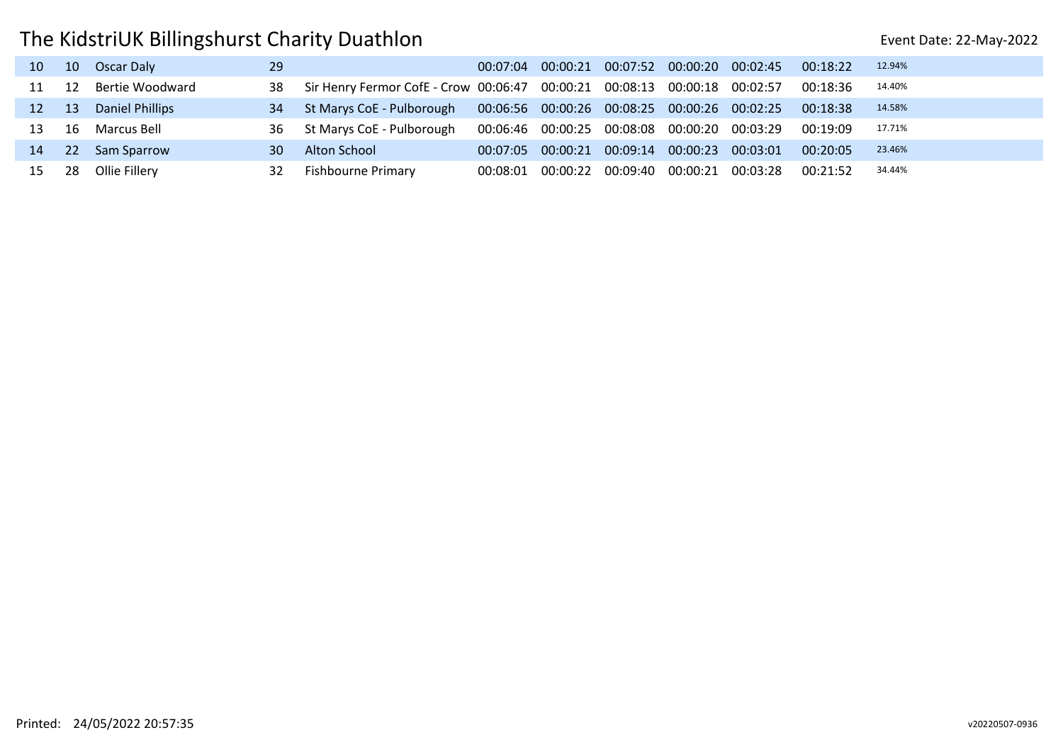# The KidstriUK Billingshurst Charity Duathlon

Event Date: 22-May-2022

| | | | | | | | | | | | |
|---|---|---|---|---|---|---|---|---|---|---|---|
| 10 | 10 | Oscar Daly | 29 | | 00:07:04 | 00:00:21 | 00:07:52 | 00:00:20 | 00:02:45 | 00:18:22 | 12.94% |
| 11 | 12 | Bertie Woodward | 38 | Sir Henry Fermor CofE - Crow | 00:06:47 | 00:00:21 | 00:08:13 | 00:00:18 | 00:02:57 | 00:18:36 | 14.40% |
| 12 | 13 | Daniel Phillips | 34 | St Marys CoE - Pulborough | 00:06:56 | 00:00:26 | 00:08:25 | 00:00:26 | 00:02:25 | 00:18:38 | 14.58% |
| 13 | 16 | Marcus Bell | 36 | St Marys CoE - Pulborough | 00:06:46 | 00:00:25 | 00:08:08 | 00:00:20 | 00:03:29 | 00:19:09 | 17.71% |
| 14 | 22 | Sam Sparrow | 30 | Alton School | 00:07:05 | 00:00:21 | 00:09:14 | 00:00:23 | 00:03:01 | 00:20:05 | 23.46% |
| 15 | 28 | Ollie Fillery | 32 | Fishbourne Primary | 00:08:01 | 00:00:22 | 00:09:40 | 00:00:21 | 00:03:28 | 00:21:52 | 34.44% |

Printed: 24/05/2022 20:57:35

v20220507-0936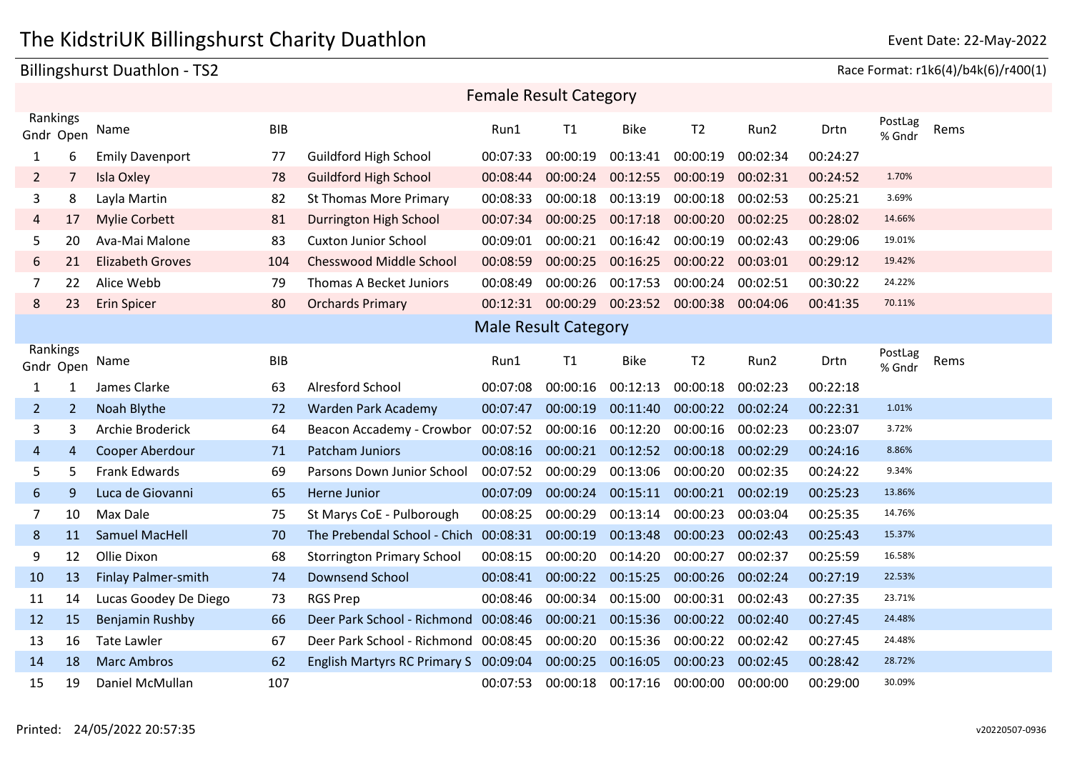# The KidstriUK Billingshurst Charity Duathlon

Event Date: 22-May-2022

## Billingshurst Duathlon - TS2

Race Format: r1k6(4)/b4k(6)/r400(1)

### Female Result Category

| Rankings Gndr | Rankings Open | Name | BIB | | Run1 | T1 | Bike | T2 | Run2 | Drtn | PostLag % Gndr | Rems |
|---|---|---|---|---|---|---|---|---|---|---|---|---|
| 1 | 6 | Emily Davenport | 77 | Guildford High School | 00:07:33 | 00:00:19 | 00:13:41 | 00:00:19 | 00:02:34 | 00:24:27 | | |
| 2 | 7 | Isla Oxley | 78 | Guildford High School | 00:08:44 | 00:00:24 | 00:12:55 | 00:00:19 | 00:02:31 | 00:24:52 | 1.70% | |
| 3 | 8 | Layla Martin | 82 | St Thomas More Primary | 00:08:33 | 00:00:18 | 00:13:19 | 00:00:18 | 00:02:53 | 00:25:21 | 3.69% | |
| 4 | 17 | Mylie Corbett | 81 | Durrington High School | 00:07:34 | 00:00:25 | 00:17:18 | 00:00:20 | 00:02:25 | 00:28:02 | 14.66% | |
| 5 | 20 | Ava-Mai Malone | 83 | Cuxton Junior School | 00:09:01 | 00:00:21 | 00:16:42 | 00:00:19 | 00:02:43 | 00:29:06 | 19.01% | |
| 6 | 21 | Elizabeth Groves | 104 | Chesswood Middle School | 00:08:59 | 00:00:25 | 00:16:25 | 00:00:22 | 00:03:01 | 00:29:12 | 19.42% | |
| 7 | 22 | Alice Webb | 79 | Thomas A Becket Juniors | 00:08:49 | 00:00:26 | 00:17:53 | 00:00:24 | 00:02:51 | 00:30:22 | 24.22% | |
| 8 | 23 | Erin Spicer | 80 | Orchards Primary | 00:12:31 | 00:00:29 | 00:23:52 | 00:00:38 | 00:04:06 | 00:41:35 | 70.11% | |

### Male Result Category

| Rankings Gndr | Rankings Open | Name | BIB | | Run1 | T1 | Bike | T2 | Run2 | Drtn | PostLag % Gndr | Rems |
|---|---|---|---|---|---|---|---|---|---|---|---|---|
| 1 | 1 | James Clarke | 63 | Alresford School | 00:07:08 | 00:00:16 | 00:12:13 | 00:00:18 | 00:02:23 | 00:22:18 | | |
| 2 | 2 | Noah Blythe | 72 | Warden Park Academy | 00:07:47 | 00:00:19 | 00:11:40 | 00:00:22 | 00:02:24 | 00:22:31 | 1.01% | |
| 3 | 3 | Archie Broderick | 64 | Beacon Accademy - Crowbor | 00:07:52 | 00:00:16 | 00:12:20 | 00:00:16 | 00:02:23 | 00:23:07 | 3.72% | |
| 4 | 4 | Cooper Aberdour | 71 | Patcham Juniors | 00:08:16 | 00:00:21 | 00:12:52 | 00:00:18 | 00:02:29 | 00:24:16 | 8.86% | |
| 5 | 5 | Frank Edwards | 69 | Parsons Down Junior School | 00:07:52 | 00:00:29 | 00:13:06 | 00:00:20 | 00:02:35 | 00:24:22 | 9.34% | |
| 6 | 9 | Luca de Giovanni | 65 | Herne Junior | 00:07:09 | 00:00:24 | 00:15:11 | 00:00:21 | 00:02:19 | 00:25:23 | 13.86% | |
| 7 | 10 | Max Dale | 75 | St Marys CoE - Pulborough | 00:08:25 | 00:00:29 | 00:13:14 | 00:00:23 | 00:03:04 | 00:25:35 | 14.76% | |
| 8 | 11 | Samuel MacHell | 70 | The Prebendal School - Chich | 00:08:31 | 00:00:19 | 00:13:48 | 00:00:23 | 00:02:43 | 00:25:43 | 15.37% | |
| 9 | 12 | Ollie Dixon | 68 | Storrington Primary School | 00:08:15 | 00:00:20 | 00:14:20 | 00:00:27 | 00:02:37 | 00:25:59 | 16.58% | |
| 10 | 13 | Finlay Palmer-smith | 74 | Downsend School | 00:08:41 | 00:00:22 | 00:15:25 | 00:00:26 | 00:02:24 | 00:27:19 | 22.53% | |
| 11 | 14 | Lucas Goodey De Diego | 73 | RGS Prep | 00:08:46 | 00:00:34 | 00:15:00 | 00:00:31 | 00:02:43 | 00:27:35 | 23.71% | |
| 12 | 15 | Benjamin Rushby | 66 | Deer Park School - Richmond | 00:08:46 | 00:00:21 | 00:15:36 | 00:00:22 | 00:02:40 | 00:27:45 | 24.48% | |
| 13 | 16 | Tate Lawler | 67 | Deer Park School - Richmond | 00:08:45 | 00:00:20 | 00:15:36 | 00:00:22 | 00:02:42 | 00:27:45 | 24.48% | |
| 14 | 18 | Marc Ambros | 62 | English Martyrs RC Primary S | 00:09:04 | 00:00:25 | 00:16:05 | 00:00:23 | 00:02:45 | 00:28:42 | 28.72% | |
| 15 | 19 | Daniel McMullan | 107 | | 00:07:53 | 00:00:18 | 00:17:16 | 00:00:00 | 00:00:00 | 00:29:00 | 30.09% | |

Printed: 24/05/2022 20:57:35

v20220507-0936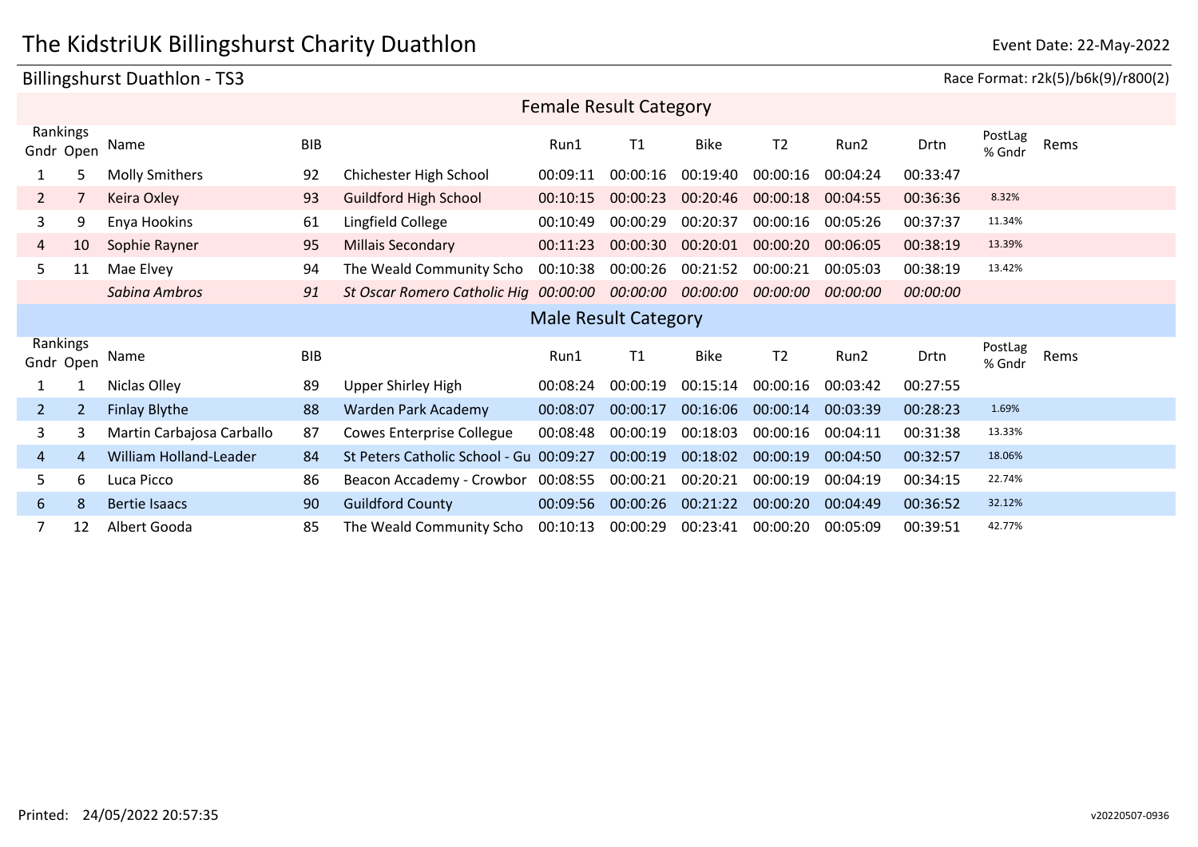# The KidstriUK Billingshurst Charity Duathlon

Event Date: 22-May-2022

## Billingshurst Duathlon - TS3

Race Format: r2k(5)/b6k(9)/r800(2)

### Female Result Category

| Rankings Gndr | Rankings Open | Name | BIB | | Run1 | T1 | Bike | T2 | Run2 | Drtn | PostLag % Gndr | Rems |
|---|---|---|---|---|---|---|---|---|---|---|---|---|
| 1 | 5 | Molly Smithers | 92 | Chichester High School | 00:09:11 | 00:00:16 | 00:19:40 | 00:00:16 | 00:04:24 | 00:33:47 | | |
| 2 | 7 | Keira Oxley | 93 | Guildford High School | 00:10:15 | 00:00:23 | 00:20:46 | 00:00:18 | 00:04:55 | 00:36:36 | 8.32% | |
| 3 | 9 | Enya Hookins | 61 | Lingfield College | 00:10:49 | 00:00:29 | 00:20:37 | 00:00:16 | 00:05:26 | 00:37:37 | 11.34% | |
| 4 | 10 | Sophie Rayner | 95 | Millais Secondary | 00:11:23 | 00:00:30 | 00:20:01 | 00:00:20 | 00:06:05 | 00:38:19 | 13.39% | |
| 5 | 11 | Mae Elvey | 94 | The Weald Community Scho | 00:10:38 | 00:00:26 | 00:21:52 | 00:00:21 | 00:05:03 | 00:38:19 | 13.42% | |
| | | *Sabina Ambros* | *91* | *St Oscar Romero Catholic Hig* | *00:00:00* | *00:00:00* | *00:00:00* | *00:00:00* | *00:00:00* | *00:00:00* | | |

### Male Result Category

| Rankings Gndr | Rankings Open | Name | BIB | | Run1 | T1 | Bike | T2 | Run2 | Drtn | PostLag % Gndr | Rems |
|---|---|---|---|---|---|---|---|---|---|---|---|---|
| 1 | 1 | Niclas Olley | 89 | Upper Shirley High | 00:08:24 | 00:00:19 | 00:15:14 | 00:00:16 | 00:03:42 | 00:27:55 | | |
| 2 | 2 | Finlay Blythe | 88 | Warden Park Academy | 00:08:07 | 00:00:17 | 00:16:06 | 00:00:14 | 00:03:39 | 00:28:23 | 1.69% | |
| 3 | 3 | Martin Carbajosa Carballo | 87 | Cowes Enterprise Collegue | 00:08:48 | 00:00:19 | 00:18:03 | 00:00:16 | 00:04:11 | 00:31:38 | 13.33% | |
| 4 | 4 | William Holland-Leader | 84 | St Peters Catholic School - Gu | 00:09:27 | 00:00:19 | 00:18:02 | 00:00:19 | 00:04:50 | 00:32:57 | 18.06% | |
| 5 | 6 | Luca Picco | 86 | Beacon Accademy - Crowbor | 00:08:55 | 00:00:21 | 00:20:21 | 00:00:19 | 00:04:19 | 00:34:15 | 22.74% | |
| 6 | 8 | Bertie Isaacs | 90 | Guildford County | 00:09:56 | 00:00:26 | 00:21:22 | 00:00:20 | 00:04:49 | 00:36:52 | 32.12% | |
| 7 | 12 | Albert Gooda | 85 | The Weald Community Scho | 00:10:13 | 00:00:29 | 00:23:41 | 00:00:20 | 00:05:09 | 00:39:51 | 42.77% | |

Printed: 24/05/2022 20:57:35

v20220507-0936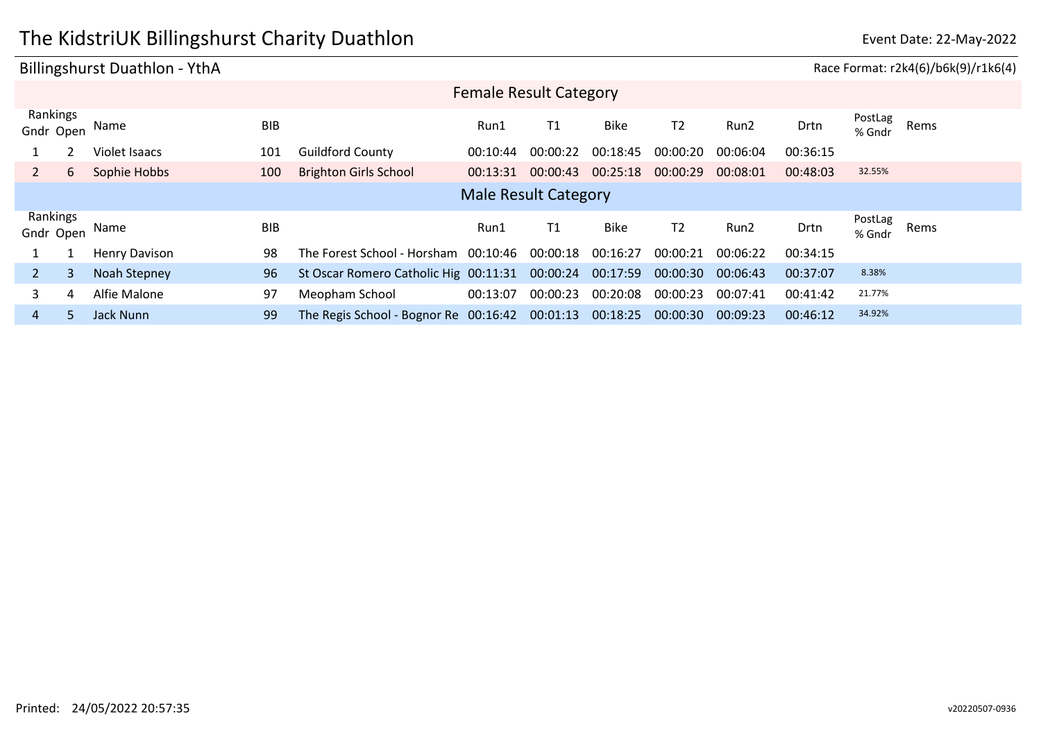# The KidstriUK Billingshurst Charity Duathlon

Event Date: 22-May-2022

## Billingshurst Duathlon - YthA

Race Format: r2k4(6)/b6k(9)/r1k6(4)

### Female Result Category

| Rankings Gndr | Rankings Open | Name | BIB | | Run1 | T1 | Bike | T2 | Run2 | Drtn | PostLag % Gndr | Rems |
|---|---|---|---|---|---|---|---|---|---|---|---|---|
| 1 | 2 | Violet Isaacs | 101 | Guildford County | 00:10:44 | 00:00:22 | 00:18:45 | 00:00:20 | 00:06:04 | 00:36:15 | | |
| 2 | 6 | Sophie Hobbs | 100 | Brighton Girls School | 00:13:31 | 00:00:43 | 00:25:18 | 00:00:29 | 00:08:01 | 00:48:03 | 32.55% | |

### Male Result Category

| Rankings Gndr | Rankings Open | Name | BIB | | Run1 | T1 | Bike | T2 | Run2 | Drtn | PostLag % Gndr | Rems |
|---|---|---|---|---|---|---|---|---|---|---|---|---|
| 1 | 1 | Henry Davison | 98 | The Forest School - Horsham | 00:10:46 | 00:00:18 | 00:16:27 | 00:00:21 | 00:06:22 | 00:34:15 | | |
| 2 | 3 | Noah Stepney | 96 | St Oscar Romero Catholic Hig | 00:11:31 | 00:00:24 | 00:17:59 | 00:00:30 | 00:06:43 | 00:37:07 | 8.38% | |
| 3 | 4 | Alfie Malone | 97 | Meopham School | 00:13:07 | 00:00:23 | 00:20:08 | 00:00:23 | 00:07:41 | 00:41:42 | 21.77% | |
| 4 | 5 | Jack Nunn | 99 | The Regis School - Bognor Re | 00:16:42 | 00:01:13 | 00:18:25 | 00:00:30 | 00:09:23 | 00:46:12 | 34.92% | |

Printed: 24/05/2022 20:57:35

v20220507-0936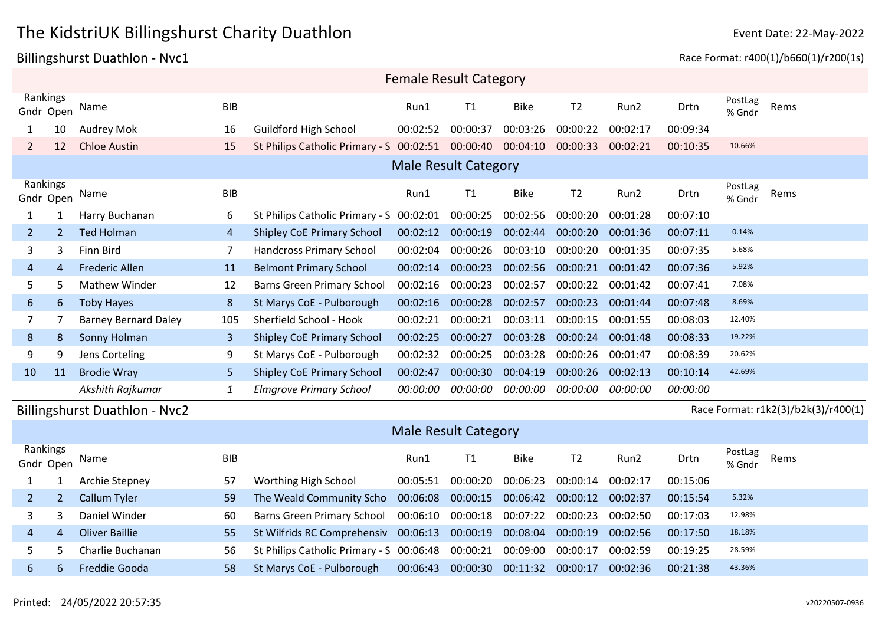# The KidstriUK Billingshurst Charity Duathlon

Event Date: 22-May-2022

## Billingshurst Duathlon - Nvc1

Race Format: r400(1)/b660(1)/r200(1s)

### Female Result Category

| Rankings Gndr | Open | Name | BIB | | Run1 | T1 | Bike | T2 | Run2 | Drtn | PostLag % Gndr | Rems |
|---|---|---|---|---|---|---|---|---|---|---|---|---|
| 1 | 10 | Audrey Mok | 16 | Guildford High School | 00:02:52 | 00:00:37 | 00:03:26 | 00:00:22 | 00:02:17 | 00:09:34 | | |
| 2 | 12 | Chloe Austin | 15 | St Philips Catholic Primary - S | 00:02:51 | 00:00:40 | 00:04:10 | 00:00:33 | 00:02:21 | 00:10:35 | 10.66% | |

### Male Result Category

| Rankings Gndr | Open | Name | BIB | | Run1 | T1 | Bike | T2 | Run2 | Drtn | PostLag % Gndr | Rems |
|---|---|---|---|---|---|---|---|---|---|---|---|---|
| 1 | 1 | Harry Buchanan | 6 | St Philips Catholic Primary - S | 00:02:01 | 00:00:25 | 00:02:56 | 00:00:20 | 00:01:28 | 00:07:10 | | |
| 2 | 2 | Ted Holman | 4 | Shipley CoE Primary School | 00:02:12 | 00:00:19 | 00:02:44 | 00:00:20 | 00:01:36 | 00:07:11 | 0.14% | |
| 3 | 3 | Finn Bird | 7 | Handcross Primary School | 00:02:04 | 00:00:26 | 00:03:10 | 00:00:20 | 00:01:35 | 00:07:35 | 5.68% | |
| 4 | 4 | Frederic Allen | 11 | Belmont Primary School | 00:02:14 | 00:00:23 | 00:02:56 | 00:00:21 | 00:01:42 | 00:07:36 | 5.92% | |
| 5 | 5 | Mathew Winder | 12 | Barns Green Primary School | 00:02:16 | 00:00:23 | 00:02:57 | 00:00:22 | 00:01:42 | 00:07:41 | 7.08% | |
| 6 | 6 | Toby Hayes | 8 | St Marys CoE - Pulborough | 00:02:16 | 00:00:28 | 00:02:57 | 00:00:23 | 00:01:44 | 00:07:48 | 8.69% | |
| 7 | 7 | Barney Bernard Daley | 105 | Sherfield School - Hook | 00:02:21 | 00:00:21 | 00:03:11 | 00:00:15 | 00:01:55 | 00:08:03 | 12.40% | |
| 8 | 8 | Sonny Holman | 3 | Shipley CoE Primary School | 00:02:25 | 00:00:27 | 00:03:28 | 00:00:24 | 00:01:48 | 00:08:33 | 19.22% | |
| 9 | 9 | Jens Corteling | 9 | St Marys CoE - Pulborough | 00:02:32 | 00:00:25 | 00:03:28 | 00:00:26 | 00:01:47 | 00:08:39 | 20.62% | |
| 10 | 11 | Brodie Wray | 5 | Shipley CoE Primary School | 00:02:47 | 00:00:30 | 00:04:19 | 00:00:26 | 00:02:13 | 00:10:14 | 42.69% | |
| | | *Akshith Rajkumar* | *1* | *Elmgrove Primary School* | *00:00:00* | *00:00:00* | *00:00:00* | *00:00:00* | *00:00:00* | *00:00:00* | | |

## Billingshurst Duathlon - Nvc2

Race Format: r1k2(3)/b2k(3)/r400(1)

### Male Result Category

| Rankings Gndr | Open | Name | BIB | | Run1 | T1 | Bike | T2 | Run2 | Drtn | PostLag % Gndr | Rems |
|---|---|---|---|---|---|---|---|---|---|---|---|---|
| 1 | 1 | Archie Stepney | 57 | Worthing High School | 00:05:51 | 00:00:20 | 00:06:23 | 00:00:14 | 00:02:17 | 00:15:06 | | |
| 2 | 2 | Callum Tyler | 59 | The Weald Community Scho | 00:06:08 | 00:00:15 | 00:06:42 | 00:00:12 | 00:02:37 | 00:15:54 | 5.32% | |
| 3 | 3 | Daniel Winder | 60 | Barns Green Primary School | 00:06:10 | 00:00:18 | 00:07:22 | 00:00:23 | 00:02:50 | 00:17:03 | 12.98% | |
| 4 | 4 | Oliver Baillie | 55 | St Wilfrids RC Comprehensiv | 00:06:13 | 00:00:19 | 00:08:04 | 00:00:19 | 00:02:56 | 00:17:50 | 18.18% | |
| 5 | 5 | Charlie Buchanan | 56 | St Philips Catholic Primary - S | 00:06:48 | 00:00:21 | 00:09:00 | 00:00:17 | 00:02:59 | 00:19:25 | 28.59% | |
| 6 | 6 | Freddie Gooda | 58 | St Marys CoE - Pulborough | 00:06:43 | 00:00:30 | 00:11:32 | 00:00:17 | 00:02:36 | 00:21:38 | 43.36% | |

Printed: 24/05/2022 20:57:35

v20220507-0936